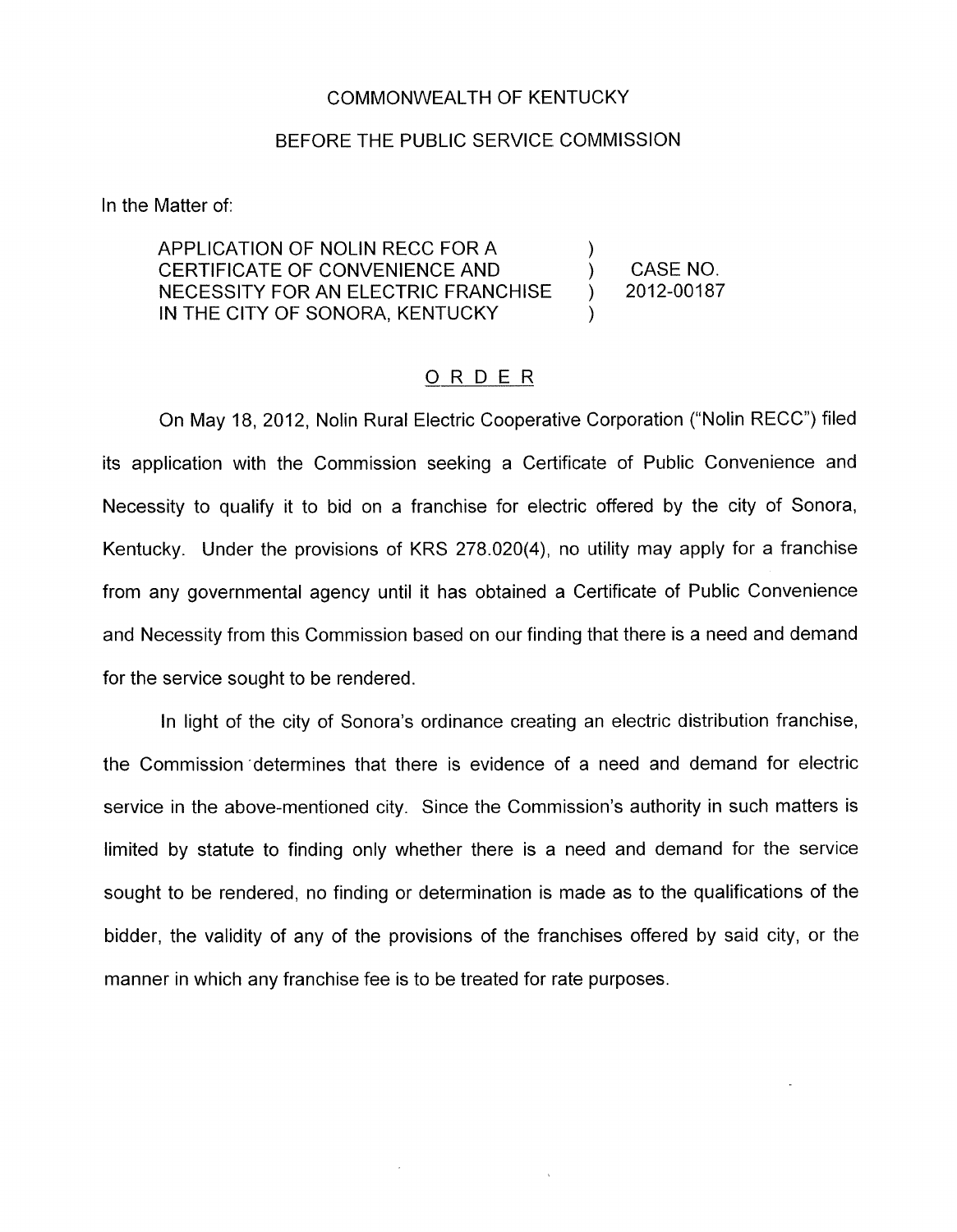COMMONWEALTH OF KENTUCKY

BEFORE THE PUBLIC SERVICE COMMISSION

In the Matter of:

| | | |
|---|---|---|
| APPLICATION OF NOLIN RECC FOR A CERTIFICATE OF CONVENIENCE AND NECESSITY FOR AN ELECTRIC FRANCHISE IN THE CITY OF SONORA, KENTUCKY | ) ) ) ) | CASE NO. 2012-00187 |

## ORDER

On May 18, 2012, Nolin Rural Electric Cooperative Corporation ("Nolin RECC") filed its application with the Commission seeking a Certificate of Public Convenience and Necessity to qualify it to bid on a franchise for electric offered by the city of Sonora, Kentucky. Under the provisions of KRS 278.020(4), no utility may apply for a franchise from any governmental agency until it has obtained a Certificate of Public Convenience and Necessity from this Commission based on our finding that there is a need and demand for the service sought to be rendered.

In light of the city of Sonora's ordinance creating an electric distribution franchise, the Commission determines that there is evidence of a need and demand for electric service in the above-mentioned city. Since the Commission's authority in such matters is limited by statute to finding only whether there is a need and demand for the service sought to be rendered, no finding or determination is made as to the qualifications of the bidder, the validity of any of the provisions of the franchises offered by said city, or the manner in which any franchise fee is to be treated for rate purposes.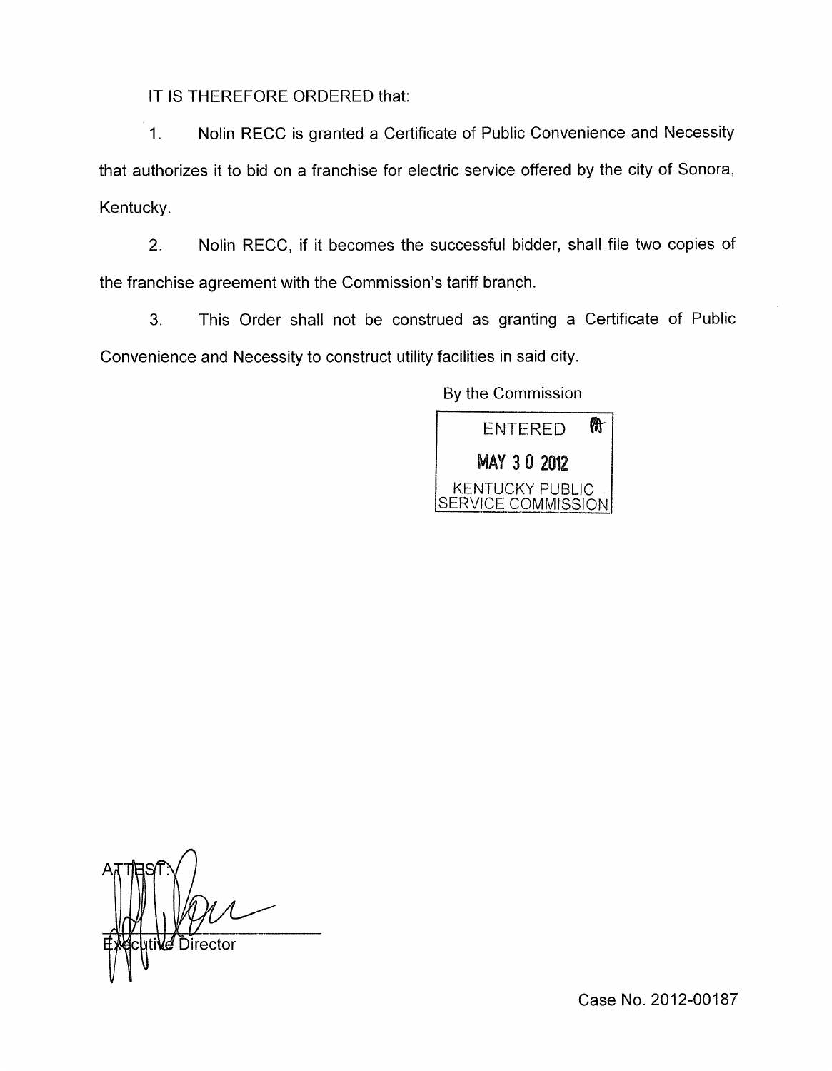IT IS THEREFORE ORDERED that:

1. Nolin RECC is granted a Certificate of Public Convenience and Necessity that authorizes it to bid on a franchise for electric service offered by the city of Sonora, Kentucky.

2. Nolin RECC, if it becomes the successful bidder, shall file two copies of the franchise agreement with the Commission's tariff branch.

3. This Order shall not be construed as granting a Certificate of Public Convenience and Necessity to construct utility facilities in said city.

By the Commission

ENTERED

MAY 3 0 2012

KENTUCKY PUBLIC SERVICE COMMISSION

ATTEST:

Executive Director

Case No. 2012-00187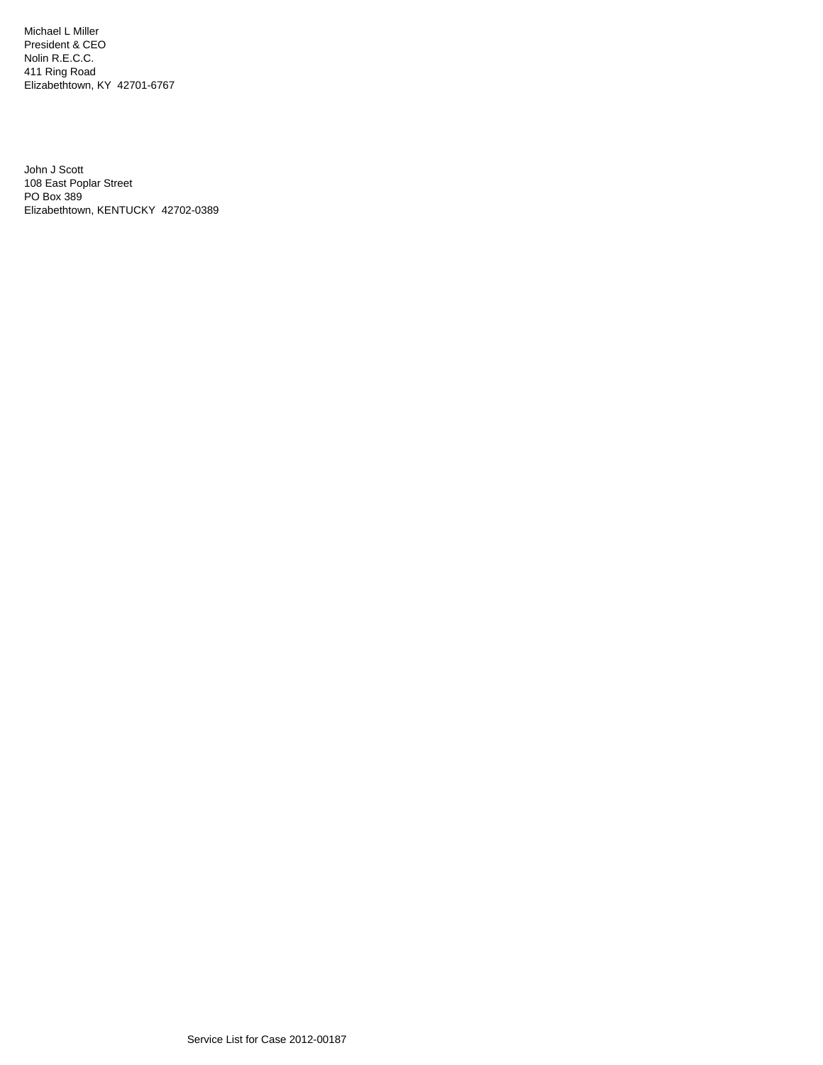Michael L Miller
President & CEO
Nolin R.E.C.C.
411 Ring Road
Elizabethtown, KY  42701-6767

John J Scott
108 East Poplar Street
PO Box 389
Elizabethtown, KENTUCKY  42702-0389

Service List for Case 2012-00187